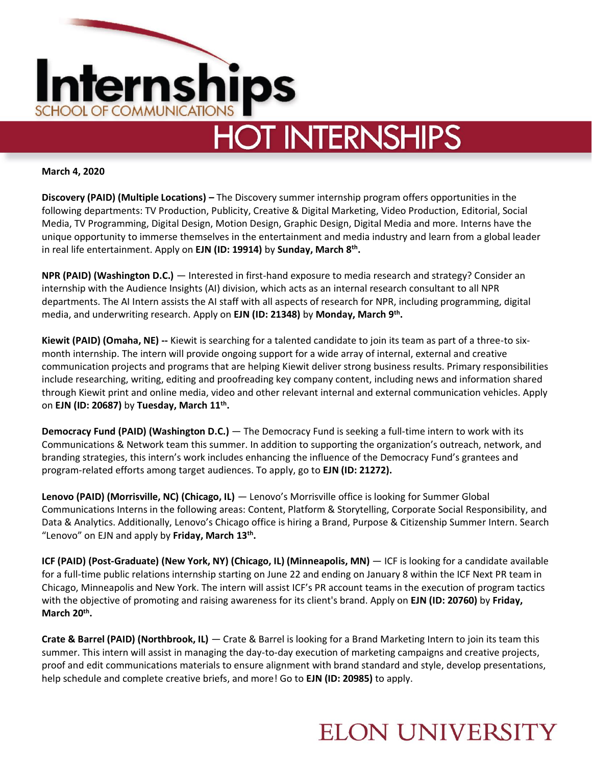# Internships

SCHOOL OF COMMUNICATIONS

## HOT INTERNSHIPS

**March 4, 2020**

**Discovery (PAID) (Multiple Locations) –** The Discovery summer internship program offers opportunities in the following departments: TV Production, Publicity, Creative & Digital Marketing, Video Production, Editorial, Social Media, TV Programming, Digital Design, Motion Design, Graphic Design, Digital Media and more. Interns have the unique opportunity to immerse themselves in the entertainment and media industry and learn from a global leader in real life entertainment. Apply on **EJN (ID: 19914)** by **Sunday, March 8th.**

**NPR (PAID) (Washington D.C.)** — Interested in first-hand exposure to media research and strategy? Consider an internship with the Audience Insights (AI) division, which acts as an internal research consultant to all NPR departments. The AI Intern assists the AI staff with all aspects of research for NPR, including programming, digital media, and underwriting research. Apply on **EJN (ID: 21348)** by **Monday, March 9th.**

**Kiewit (PAID) (Omaha, NE) --** Kiewit is searching for a talented candidate to join its team as part of a three-to six-month internship. The intern will provide ongoing support for a wide array of internal, external and creative communication projects and programs that are helping Kiewit deliver strong business results. Primary responsibilities include researching, writing, editing and proofreading key company content, including news and information shared through Kiewit print and online media, video and other relevant internal and external communication vehicles. Apply on **EJN (ID: 20687)** by **Tuesday, March 11th.**

**Democracy Fund (PAID) (Washington D.C.)** — The Democracy Fund is seeking a full-time intern to work with its Communications & Network team this summer. In addition to supporting the organization's outreach, network, and branding strategies, this intern's work includes enhancing the influence of the Democracy Fund's grantees and program-related efforts among target audiences. To apply, go to **EJN (ID: 21272).**

**Lenovo (PAID) (Morrisville, NC) (Chicago, IL)** — Lenovo's Morrisville office is looking for Summer Global Communications Interns in the following areas: Content, Platform & Storytelling, Corporate Social Responsibility, and Data & Analytics. Additionally, Lenovo's Chicago office is hiring a Brand, Purpose & Citizenship Summer Intern. Search "Lenovo" on EJN and apply by **Friday, March 13th.**

**ICF (PAID) (Post-Graduate) (New York, NY) (Chicago, IL) (Minneapolis, MN)** — ICF is looking for a candidate available for a full-time public relations internship starting on June 22 and ending on January 8 within the ICF Next PR team in Chicago, Minneapolis and New York. The intern will assist ICF's PR account teams in the execution of program tactics with the objective of promoting and raising awareness for its client's brand. Apply on **EJN (ID: 20760)** by **Friday, March 20th.**

**Crate & Barrel (PAID) (Northbrook, IL)** — Crate & Barrel is looking for a Brand Marketing Intern to join its team this summer. This intern will assist in managing the day-to-day execution of marketing campaigns and creative projects, proof and edit communications materials to ensure alignment with brand standard and style, develop presentations, help schedule and complete creative briefs, and more! Go to **EJN (ID: 20985)** to apply.

ELON UNIVERSITY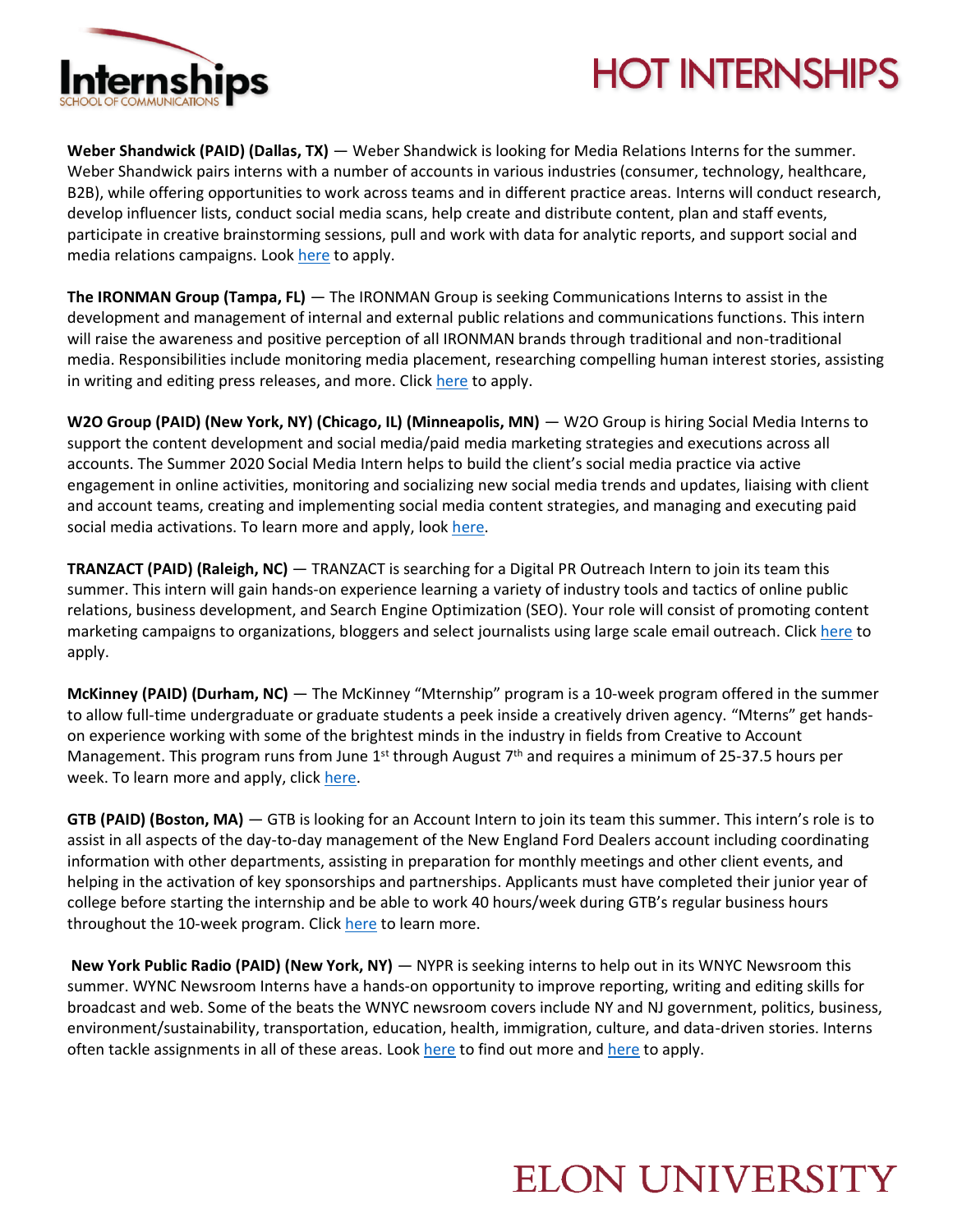**Weber Shandwick (PAID) (Dallas, TX)** — Weber Shandwick is looking for Media Relations Interns for the summer. Weber Shandwick pairs interns with a number of accounts in various industries (consumer, technology, healthcare, B2B), while offering opportunities to work across teams and in different practice areas. Interns will conduct research, develop influencer lists, conduct social media scans, help create and distribute content, plan and staff events, participate in creative brainstorming sessions, pull and work with data for analytic reports, and support social and media relations campaigns. Look here to apply.

**The IRONMAN Group (Tampa, FL)** — The IRONMAN Group is seeking Communications Interns to assist in the development and management of internal and external public relations and communications functions. This intern will raise the awareness and positive perception of all IRONMAN brands through traditional and non-traditional media. Responsibilities include monitoring media placement, researching compelling human interest stories, assisting in writing and editing press releases, and more. Click here to apply.

**W2O Group (PAID) (New York, NY) (Chicago, IL) (Minneapolis, MN)** — W2O Group is hiring Social Media Interns to support the content development and social media/paid media marketing strategies and executions across all accounts. The Summer 2020 Social Media Intern helps to build the client's social media practice via active engagement in online activities, monitoring and socializing new social media trends and updates, liaising with client and account teams, creating and implementing social media content strategies, and managing and executing paid social media activations. To learn more and apply, look here.

**TRANZACT (PAID) (Raleigh, NC)** — TRANZACT is searching for a Digital PR Outreach Intern to join its team this summer. This intern will gain hands-on experience learning a variety of industry tools and tactics of online public relations, business development, and Search Engine Optimization (SEO). Your role will consist of promoting content marketing campaigns to organizations, bloggers and select journalists using large scale email outreach. Click here to apply.

**McKinney (PAID) (Durham, NC)** — The McKinney "Mternship" program is a 10-week program offered in the summer to allow full-time undergraduate or graduate students a peek inside a creatively driven agency. "Mterns" get hands-on experience working with some of the brightest minds in the industry in fields from Creative to Account Management. This program runs from June 1st through August 7th and requires a minimum of 25-37.5 hours per week. To learn more and apply, click here.

**GTB (PAID) (Boston, MA)** — GTB is looking for an Account Intern to join its team this summer. This intern's role is to assist in all aspects of the day-to-day management of the New England Ford Dealers account including coordinating information with other departments, assisting in preparation for monthly meetings and other client events, and helping in the activation of key sponsorships and partnerships. Applicants must have completed their junior year of college before starting the internship and be able to work 40 hours/week during GTB's regular business hours throughout the 10-week program. Click here to learn more.

**New York Public Radio (PAID) (New York, NY)** — NYPR is seeking interns to help out in its WNYC Newsroom this summer. WYNC Newsroom Interns have a hands-on opportunity to improve reporting, writing and editing skills for broadcast and web. Some of the beats the WNYC newsroom covers include NY and NJ government, politics, business, environment/sustainability, transportation, education, health, immigration, culture, and data-driven stories. Interns often tackle assignments in all of these areas. Look here to find out more and here to apply.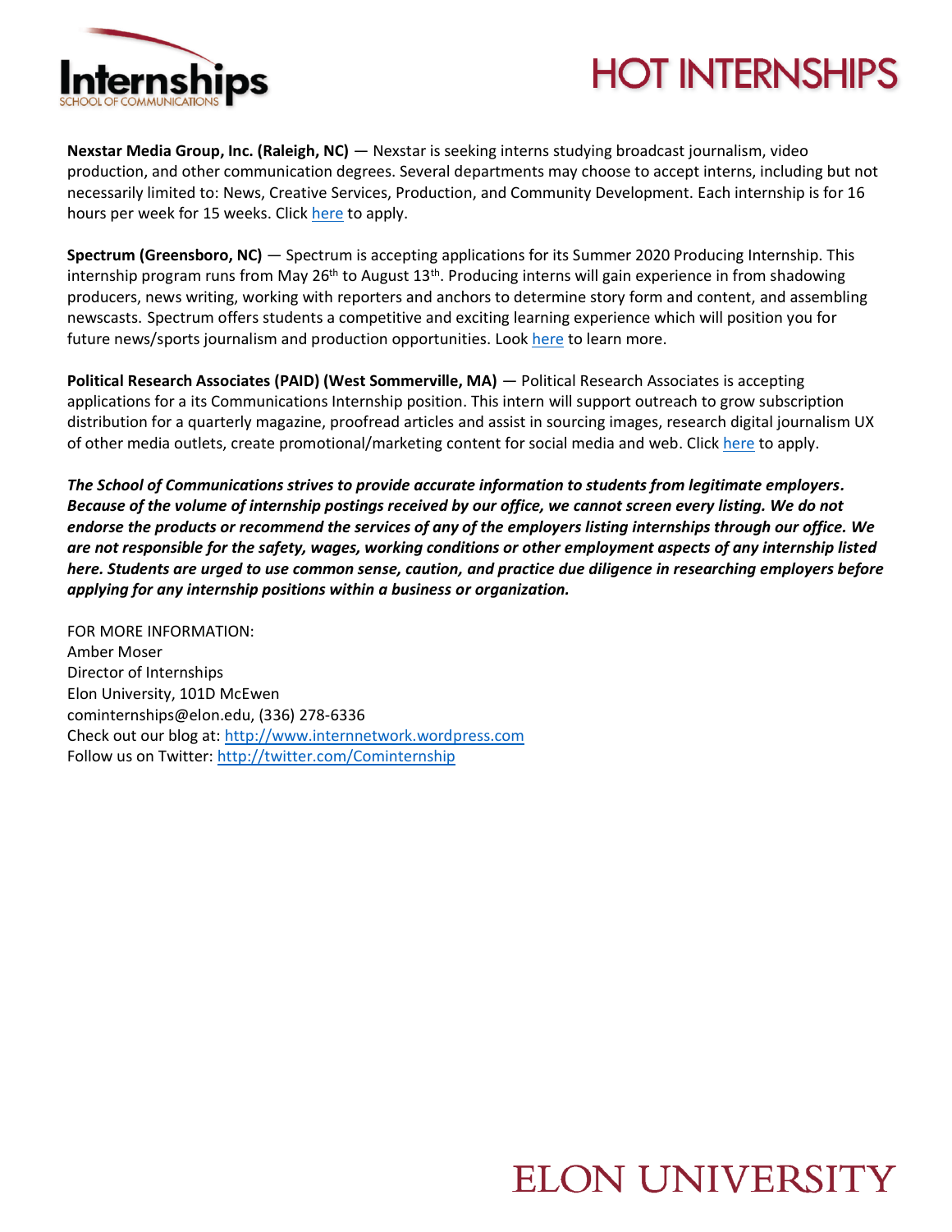**Nexstar Media Group, Inc. (Raleigh, NC)** — Nexstar is seeking interns studying broadcast journalism, video production, and other communication degrees. Several departments may choose to accept interns, including but not necessarily limited to: News, Creative Services, Production, and Community Development. Each internship is for 16 hours per week for 15 weeks. Click here to apply.

**Spectrum (Greensboro, NC)** — Spectrum is accepting applications for its Summer 2020 Producing Internship. This internship program runs from May 26th to August 13th. Producing interns will gain experience in from shadowing producers, news writing, working with reporters and anchors to determine story form and content, and assembling newscasts. Spectrum offers students a competitive and exciting learning experience which will position you for future news/sports journalism and production opportunities. Look here to learn more.

**Political Research Associates (PAID) (West Sommerville, MA)** — Political Research Associates is accepting applications for a its Communications Internship position. This intern will support outreach to grow subscription distribution for a quarterly magazine, proofread articles and assist in sourcing images, research digital journalism UX of other media outlets, create promotional/marketing content for social media and web. Click here to apply.

***The School of Communications strives to provide accurate information to students from legitimate employers. Because of the volume of internship postings received by our office, we cannot screen every listing. We do not endorse the products or recommend the services of any of the employers listing internships through our office. We are not responsible for the safety, wages, working conditions or other employment aspects of any internship listed here. Students are urged to use common sense, caution, and practice due diligence in researching employers before applying for any internship positions within a business or organization.***

FOR MORE INFORMATION:
Amber Moser
Director of Internships
Elon University, 101D McEwen
cominternships@elon.edu, (336) 278-6336
Check out our blog at: http://www.internnetwork.wordpress.com
Follow us on Twitter: http://twitter.com/Cominternship